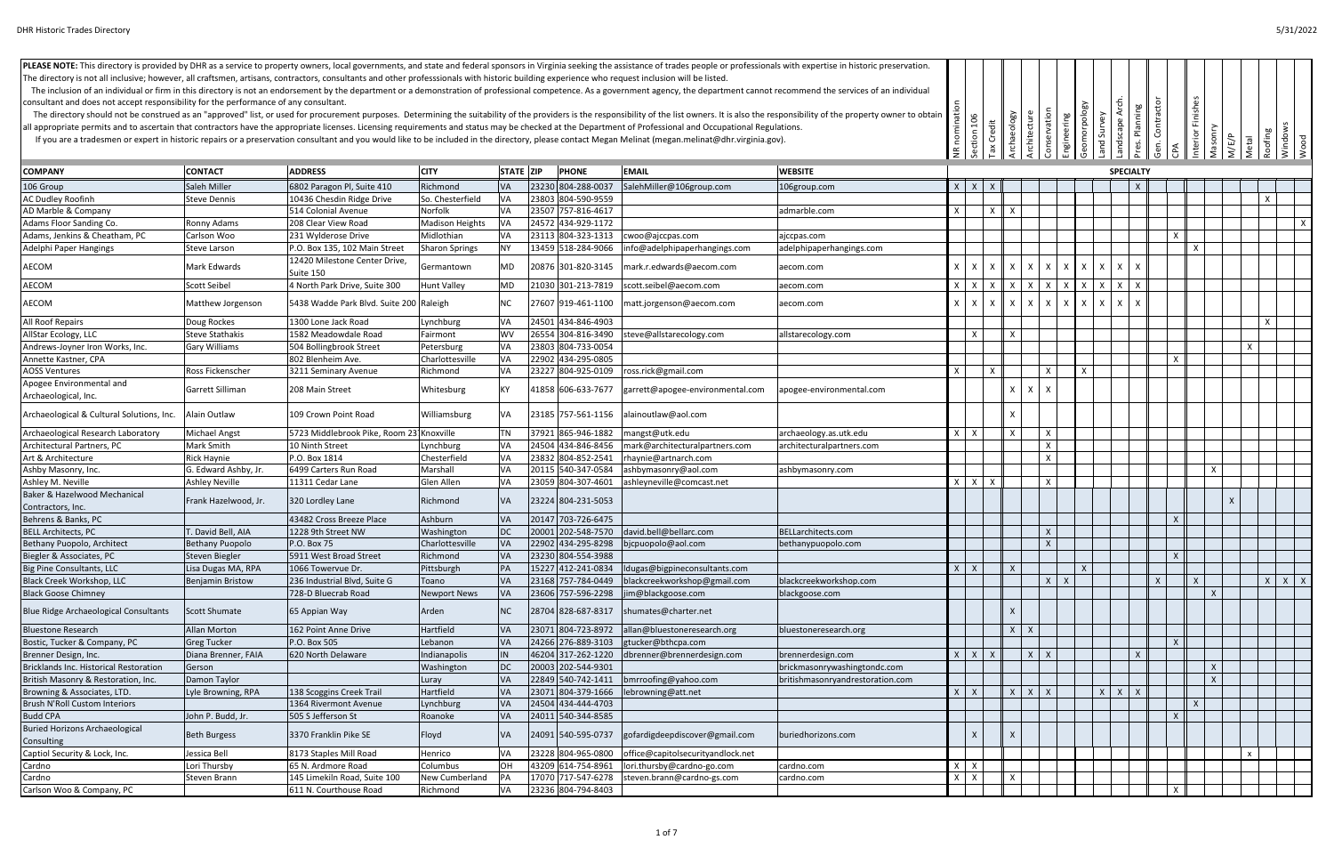**PLEASE NOTE:** This directory is provided by DHR as a service to property owners, local governments, and state and federal sponsors in Virginia seeking the assistance of trades people or professionals with expertise in historic preservation. The directory is not all inclusive; however, all craftsmen, artisans, contractors, consultants and other professsionals with historic building experience who request inclusion will be listed.

The inclusion of an individual or firm in this directory is not an endorsement by the department or a demonstration of professional competence. As a government agency, the department cannot recommend the services of an individual consultant and does not accept responsibility for the performance of any consultant.

The directory should not be construed as an "approved" list, or used for procurement purposes. Determining the suitability of the providers is the responsibility of the list owners. It is also the responsibility of the property owner to obtain all appropriate permits and to ascertain that contractors have the appropriate licenses. Licensing requirements and status may be checked at the Department of Professional and Occupational Regulations.

If you are a tradesmen or expert in historic repairs or a preservation consultant and you would like to be included in the directory, please contact Megan Melinat (megan.melinat@dhr.virginia.gov).

| COMPANY | CONTACT | ADDRESS | CITY | STATE | ZIP | PHONE | EMAIL | WEBSITE | NR nomination | Section 106 | Tax Credit | Archaeology | Architecture | Conservation | Engineering | Geomorphology | Land Survey | Landscape Arch. | Pres. Planning | Gen. Contractor | CPA | Interior Finishes | Masonry | M/E/P | Metal | Roofing | Windows | Wood |
|---|---|---|---|---|---|---|---|---|---|---|---|---|---|---|---|---|---|---|---|---|---|---|---|---|---|---|---|---|
| 106 Group | Saleh Miller | 6802 Paragon Pl, Suite 410 | Richmond | VA | 23230 | 804-288-0037 | SalehMiller@106group.com | 106group.com | X | X | X | | | | | | | | X | | | | | | | | | |
| AC Dudley Roofinh | Steve Dennis | 10436 Chesdin Ridge Drive | So. Chesterfield | VA | 23803 | 804-590-9559 | | | | | | | | | | | | | | | | | | | | X | | |
| AD Marble & Company | | 514 Colonial Avenue | Norfolk | VA | 23507 | 757-816-4617 | | admarble.com | X | | X | X | | | | | | | | | | | | | | | | |
| Adams Floor Sanding Co. | Ronny Adams | 208 Clear View Road | Madison Heights | VA | 24572 | 434-929-1172 | | | | | | | | | | | | | | | | | | | | | | X |
| Adams, Jenkins & Cheatham, PC | Carlson Woo | 231 Wylderose Drive | Midlothian | VA | 23113 | 804-323-1313 | cwoo@ajccpas.com | ajccpas.com | | | | | | | | | | | | | X | | | | | | | |
| Adelphi Paper Hangings | Steve Larson | P.O. Box 135, 102 Main Street | Sharon Springs | NY | 13459 | 518-284-9066 | info@adelphipaperhangings.com | adelphipaperhangings.com | | | | | | | | | | | | | | X | | | | | | |
| AECOM | Mark Edwards | 12420 Milestone Center Drive, Suite 150 | Germantown | MD | 20876 | 301-820-3145 | mark.r.edwards@aecom.com | aecom.com | X | X | X | X | X | X | X | X | X | X | X | | | | | | | | | |
| AECOM | Scott Seibel | 4 North Park Drive, Suite 300 | Hunt Valley | MD | 21030 | 301-213-7819 | scott.seibel@aecom.com | aecom.com | X | X | X | X | X | X | X | X | X | X | X | | | | | | | | | |
| AECOM | Matthew Jorgenson | 5438 Wadde Park Blvd. Suite 200 | Raleigh | NC | 27607 | 919-461-1100 | matt.jorgenson@aecom.com | aecom.com | X | X | X | X | X | X | X | X | X | X | X | | | | | | | | | |
| All Roof Repairs | Doug Rockes | 1300 Lone Jack Road | Lynchburg | VA | 24501 | 434-846-4903 | | | | | | | | | | | | | | | | | | | | X | | |
| AllStar Ecology, LLC | Steve Stathakis | 1582 Meadowdale Road | Fairmont | WV | 26554 | 304-816-3490 | steve@allstarecology.com | allstarecology.com | | X | | X | | | | | | | | | | | | | | | | |
| Andrews-Joyner Iron Works, Inc. | Gary Williams | 504 Bollingbrook Street | Petersburg | VA | 23803 | 804-733-0054 | | | | | | | | | | | | | | | | | | | X | | | |
| Annette Kastner, CPA | | 802 Blenheim Ave. | Charlottesville | VA | 22902 | 434-295-0805 | | | | | | | | | | | | | | | X | | | | | | | |
| AOSS Ventures | Ross Fickenscher | 3211 Seminary Avenue | Richmond | VA | 23227 | 804-925-0109 | ross.rick@gmail.com | | X | | X | | X | | | X | | | | | | | | | | | | |
| Apogee Environmental and Archaeological, Inc. | Garrett Silliman | 208 Main Street | Whitesburg | KY | 41858 | 606-633-7677 | garrett@apogee-environmental.com | apogee-environmental.com | | | | X | X | X | | | | | | | | | | | | | | |
| Archaeological & Cultural Solutions, Inc. | Alain Outlaw | 109 Crown Point Road | Williamsburg | VA | 23185 | 757-561-1156 | alainoutlaw@aol.com | | | | | X | | | | | | | | | | | | | | | | |
| Archaeological Research Laboratory | Michael Angst | 5723 Middlebrook Pike, Room 23 | Knoxville | TN | 37921 | 865-946-1882 | mangst@utk.edu | archaeology.as.utk.edu | X | X | | X | | X | | | | | | | | | | | | | | |
| Architectural Partners, PC | Mark Smith | 10 Ninth Street | Lynchburg | VA | 24504 | 434-846-8456 | mark@architecturalpartners.com | architecturalpartners.com | | | | | X | | | | | | | | | | | | | | | |
| Art & Architecture | Rick Haynie | P.O. Box 1814 | Chesterfield | VA | 23832 | 804-852-2541 | rhaynie@artnarch.com | | | | | | X | | | | | | | | | | | | | | | |
| Ashby Masonry, Inc. | G. Edward Ashby, Jr. | 6499 Carters Run Road | Marshall | VA | 20115 | 540-347-0584 | ashbymasonry@aol.com | ashbymasonry.com | | | | | | | | | | | | | | | X | | | | | |
| Ashley M. Neville | Ashley Neville | 11311 Cedar Lane | Glen Allen | VA | 23059 | 804-307-4601 | ashleyneville@comcast.net | | X | X | X | | X | | | | | | | | | | | | | | | |
| Baker & Hazelwood Mechanical Contractors, Inc. | Frank Hazelwood, Jr. | 320 Lordley Lane | Richmond | VA | 23224 | 804-231-5053 | | | | | | | | | | | | | | | | | | X | | | | |
| Behrens & Banks, PC | | 43482 Cross Breeze Place | Ashburn | VA | 20147 | 703-726-6475 | | | | | | | | | | | | | | | X | | | | | | | |
| BELL Architects, PC | T. David Bell, AIA | 1228 9th Street NW | Washington | DC | 20001 | 202-548-7570 | david.bell@bellarc.com | BELLarchitects.com | | | | | X | | | | | | | | | | | | | | | |
| Bethany Puopolo, Architect | Bethany Puopolo | P.O. Box 75 | Charlottesville | VA | 22902 | 434-295-8298 | bjcpuopolo@aol.com | bethanypuopolo.com | | | | | X | | | | | | | | | | | | | | | |
| Biegler & Associates, PC | Steven Biegler | 5911 West Broad Street | Richmond | VA | 23230 | 804-554-3988 | | | | | | | | | | | | | | | X | | | | | | | |
| Big Pine Consultants, LLC | Lisa Dugas MA, RPA | 1066 Towervue Dr. | Pittsburgh | PA | 15227 | 412-241-0834 | ldugas@bigpineconsultants.com | | X | X | | X | | | | X | | | | | | | | | | | | |
| Black Creek Workshop, LLC | Benjamin Bristow | 236 Industrial Blvd, Suite G | Toano | VA | 23168 | 757-784-0449 | blackcreekworkshop@gmail.com | blackcreekworkshop.com | | | | | X | X | | | | | | X | | X | | | | X | X | X |
| Black Goose Chimney | | 728-D Bluecrab Road | Newport News | VA | 23606 | 757-596-2298 | jim@blackgoose.com | blackgoose.com | | | | | | | | | | | | | | | X | | | | | |
| Blue Ridge Archaeological Consultants | Scott Shumate | 65 Appian Way | Arden | NC | 28704 | 828-687-8317 | shumates@charter.net | | | | | X | | | | | | | | | | | | | | | | |
| Bluestone Research | Allan Morton | 162 Point Anne Drive | Hartfield | VA | 23071 | 804-723-8972 | allan@bluestoneresearch.org | bluestoneresearch.org | | | | X | X | | | | | | | | | | | | | | | |
| Bostic, Tucker & Company, PC | Greg Tucker | P.O. Box 505 | Lebanon | VA | 24266 | 276-889-3103 | gtucker@bthcpa.com | | | | | | | | | | | | | | X | | | | | | | |
| Brenner Design, Inc. | Diana Brenner, FAIA | 620 North Delaware | Indianapolis | IN | 46204 | 317-262-1220 | dbrenner@brennerdesign.com | brennerdesign.com | X | X | X | | X | X | | | | | X | | | | | | | | | |
| Bricklands Inc. Historical Restoration | Gerson | | Washington | DC | 20003 | 202-544-9301 | | brickmasonrywashingtondc.com | | | | | | | | | | | | | | | X | | | | | |
| British Masonry & Restoration, Inc. | Damon Taylor | | Luray | VA | 22849 | 540-742-1411 | bmrroofing@yahoo.com | britishmasonryandrestoration.com | | | | | | | | | | | | | | | X | | | | | |
| Browning & Associates, LTD. | Lyle Browning, RPA | 138 Scoggins Creek Trail | Hartfield | VA | 23071 | 804-379-1666 | lebrowning@att.net | | X | X | | X | X | X | | | X | X | X | | | | | | | | | |
| Brush N'Roll Custom Interiors | | 1364 Rivermont Avenue | Lynchburg | VA | 24504 | 434-444-4703 | | | | | | | | | | | | | | | | X | | | | | | |
| Budd CPA | John P. Budd, Jr. | 505 S Jefferson St | Roanoke | VA | 24011 | 540-344-8585 | | | | | | | | | | | | | | | X | | | | | | | |
| Buried Horizons Archaeological Consulting | Beth Burgess | 3370 Franklin Pike SE | Floyd | VA | 24091 | 540-595-0737 | gofardigdeepdiscover@gmail.com | buriedhorizons.com | | X | | X | | | | | | | | | | | | | | | | |
| Captiol Security & Lock, Inc. | Jessica Bell | 8173 Staples Mill Road | Henrico | VA | 23228 | 804-965-0800 | office@capitolsecurityandlock.net | | | | | | | | | | | | | | | | | | x | | | |
| Cardno | Lori Thursby | 65 N. Ardmore Road | Columbus | OH | 43209 | 614-754-8961 | lori.thursby@cardno-go.com | cardno.com | X | X | | | | | | | | | | | | | | | | | | |
| Cardno | Steven Brann | 145 Limekiln Road, Suite 100 | New Cumberland | PA | 17070 | 717-547-6278 | steven.brann@cardno-gs.com | cardno.com | X | X | | X | | | | | | | | | | | | | | | | |
| Carlson Woo & Company, PC | | 611 N. Courthouse Road | Richmond | VA | 23236 | 804-794-8403 | | | | | | | | | | | | | | | X | | | | | | | |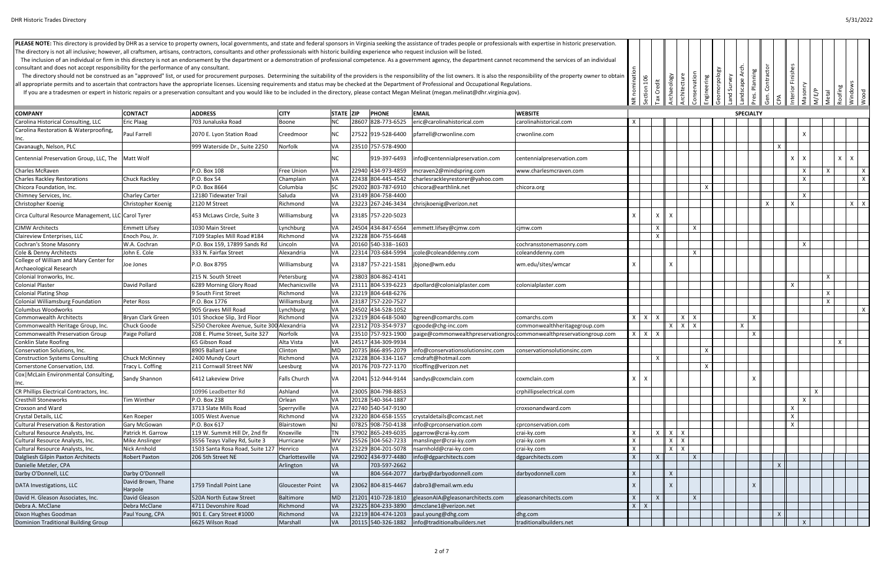**PLEASE NOTE:** This directory is provided by DHR as a service to property owners, local governments, and state and federal sponsors in Virginia seeking the assistance of trades people or professionals with expertise in historic preservation. The directory is not all inclusive; however, all craftsmen, artisans, contractors, consultants and other professsionals with historic building experience who request inclusion will be listed.

The inclusion of an individual or firm in this directory is not an endorsement by the department or a demonstration of professional competence. As a government agency, the department cannot recommend the services of an individual consultant and does not accept responsibility for the performance of any consultant.

The directory should not be construed as an "approved" list, or used for procurement purposes. Determining the suitability of the providers is the responsibility of the list owners. It is also the responsibility of the property owner to obtain all appropriate permits and to ascertain that contractors have the appropriate licenses. Licensing requirements and status may be checked at the Department of Professional and Occupational Regulations.

If you are a tradesmen or expert in historic repairs or a preservation consultant and you would like to be included in the directory, please contact Megan Melinat (megan.melinat@dhr.virginia.gov).

| COMPANY | CONTACT | ADDRESS | CITY | STATE | ZIP | PHONE | EMAIL | WEBSITE | NR nomination | Section 106 | Tax Credit | Archaeology | Architecture | Conservation | Engineering | Geomorpology | Land Survey | Landscape Arch. | Pres. Planning | Gen. Contractor | CPA | Interior Finishes | Masonry | M/E/P | Metal | Roofing | Windows | Wood |
|---|---|---|---|---|---|---|---|---|---|---|---|---|---|---|---|---|---|---|---|---|---|---|---|---|---|---|---|---|
| Carolina Historical Consulting, LLC | Eric Plaag | 703 Junaluska Road | Boone | NC | 28607 | 828-773-6525 | eric@carolinahistorical.com | carolinahistorical.com | X | | | | | | | | | | | | | | | | | | | |
| Carolina Restoration & Waterproofing, Inc. | Paul Farrell | 2070 E. Lyon Station Road | Creedmoor | NC | 27522 | 919-528-6400 | pfarrell@crwonline.com | crwonline.com | | | | | | | | | | | | | | | X | | | | | |
| Cavanaugh, Nelson, PLC | | 999 Waterside Dr., Suite 2250 | Norfolk | VA | 23510 | 757-578-4900 | | | | | | | | | | | | | | | X | | | | | | | |
| Centennial Preservation Group, LLC, The | Matt Wolf | | | NC | | 919-397-6493 | info@centennialpreservation.com | centennialpreservation.com | | | | | | | | | | | | | | X | X | | | | X | X |
| Charles McRaven | | P.O. Box 108 | Free Union | VA | 22940 | 434-973-4859 | mcraven2@mindspring.com | www.charlesmcraven.com | | | | | | | | | | | | | | | X | | X | | | X |
| Charles Rackley Restorations | Chuck Rackley | P.O. Box 54 | Champlain | VA | 22438 | 804-445-4542 | charlesrackleyrestorer@yahoo.com | | | | | | | | | | | | | | | | X | | | | | X |
| Chicora Foundation, Inc. | | P.O. Box 8664 | Columbia | SC | 29202 | 803-787-6910 | chicora@earthlink.net | chicora.org | | | | | | | X | | | | | | | | | | | | | |
| Chimney Services, Inc. | Charley Carter | 12180 Tidewater Trail | Saluda | VA | 23149 | 804-758-4400 | | | | | | | | | | | | | | | | | X | | | | | |
| Christopher Koenig | Christopher Koenig | 2120 M Street | Richmond | VA | 23223 | 267-246-3434 | chrisjkoenig@verizon.net | | | | | | | | | | | | | X | | X | | | | | X | X |
| Circa Cultural Resource Management, LLC | Carol Tyrer | 453 McLaws Circle, Suite 3 | Williamsburg | VA | 23185 | 757-220-5023 | | | X | | X | X | | | | | | | | | | | | | | | | |
| CJMW Architects | Emmett Lifsey | 1030 Main Street | Lynchburg | VA | 24504 | 434-847-6564 | emmett.lifsey@cjmw.com | cjmw.com | | | X | | | X | | | | | | | | | | | | | | |
| Claireview Enterprises, LLC | Enoch Pou, Jr. | 7109 Staples Mill Road #184 | Richmond | VA | 23228 | 804-755-6648 | | | | | X | | | | | | | | | | | | | | | | | |
| Cochran's Stone Masonry | W.A. Cochran | P.O. Box 159, 17899 Sands Rd | Lincoln | VA | 20160 | 540-338--1603 | | cochransstonemasonry.com | | | | | | | | | | | | | | | X | | | | | |
| Cole & Denny Architects | John E. Cole | 333 N. Fairfax Street | Alexandria | VA | 22314 | 703-684-5994 | jcole@coleanddenny.com | coleanddenny.com | | | | | | X | | | | | | | | | | | | | | |
| College of William and Mary Center for Archaeological Research | Joe Jones | P.O. Box 8795 | Williamsburg | VA | 23187 | 757-221-1581 | jbjone@wm.edu | wm.edu/sites/wmcar | X | | | X | | | | | | | | | | | | | | | | |
| Colonial Ironworks, Inc. | | 215 N. South Street | Petersburg | VA | 23803 | 804-862-4141 | | | | | | | | | | | | | | | | | | | X | | | |
| Colonial Plaster | David Pollard | 6289 Morning Glory Road | Mechanicsville | VA | 23111 | 804-539-6223 | dpollard@colonialplaster.com | colonialplaster.com | | | | | | | | | | | | | | X | | | | | | |
| Colonial Plating Shop | | 9 South First Street | Richmond | VA | 23219 | 804-648-6276 | | | | | | | | | | | | | | | | | | | X | | | |
| Colonial Williamsburg Foundation | Peter Ross | P.O. Box 1776 | Williamsburg | VA | 23187 | 757-220-7527 | | | | | | | | | | | | | | | | | | | X | | | |
| Columbus Woodworks | | 905 Graves Mill Road | Lynchburg | VA | 24502 | 434-528-1052 | | | | | | | | | | | | | | | | | | | | | | X |
| Commonwealth Architects | Bryan Clark Green | 101 Shockoe Slip, 3rd Floor | Richmond | VA | 23219 | 804-648-5040 | bgreen@comarchs.com | comarchs.com | X | X | X | | X | X | | | | | X | | | | | | | | | |
| Commonwealth Heritage Group, Inc. | Chuck Goode | 5250 Cherokee Avenue, Suite 300 | Alexandria | VA | 22312 | 703-354-9737 | cgoode@chg-inc.com | commonwealthheritagegroup.com | | | | X | X | X | | | | X | | | | | | | | | | |
| Commonwealth Preservation Group | Paige Pollard | 208 E. Plume Street, Suite 327 | Norfolk | VA | 23510 | 757-923-1900 | paige@commonwealthpreservationgrou | commonwealthpreservationgroup.com | X | X | X | | | | | | | | X | | | | | | | | | |
| Conklin Slate Roofing | | 65 Gibson Road | Alta Vista | VA | 24517 | 434-309-9934 | | | | | | | | | | | | | | | | | | | | X | | |
| Conservation Solutions, Inc. | | 8905 Ballard Lane | Clinton | MD | 20735 | 866-895-2079 | info@conservationsolutionsinc.com | conservationsolutionsinc.com | | | | | | | X | | | | | | | | | | | | | |
| Construction Systems Consulting | Chuck McKinney | 2400 Mundy Court | Richmond | VA | 23228 | 804-334-1167 | cmdraft@hotmail.com | | | | X | | | | | | | | | | | | | | | | | |
| Cornerstone Conservation, Ltd. | Tracy L. Coffing | 211 Cornwall Street NW | Leesburg | VA | 20176 | 703-727-1170 | tlcoffing@verizon.net | | | | | | | | X | | | | | | | | | | | | | |
| Cox\|McLain Environmental Consulting, Inc. | Sandy Shannon | 6412 Lakeview Drive | Falls Church | VA | 22041 | 512-944-9144 | sandys@coxmclain.com | coxmclain.com | X | X | | | | | | | | | X | | | | | | | | | |
| CR Phillips Electrical Contractors, Inc. | | 10996 Leadbetter Rd | Ashland | VA | 23005 | 804-798-8853 | | crphillipselectrical.com | | | | | | | | | | | | | | | | X | | | | |
| Cresthill Stoneworks | Tim Winther | P.O. Box 238 | Orlean | VA | 20128 | 540-364-1887 | | | | | | | | | | | | | | | | | X | | | | | |
| Croxson and Ward | | 3713 Slate Mills Road | Sperryville | VA | 22740 | 540-547-9190 | | croxsonandward.com | | | | | | | | | | | | | | X | | | | | | |
| Crystal Details, LLC | Ken Roeper | 1005 West Avenue | Richmond | VA | 23220 | 804-658-1555 | crystaldetails@comcast.net | | | | | | | | | | | | | | | X | | | | | | |
| Cultural Preservation & Restoration | Gary McGowan | P.O. Box 617 | Blairstown | NJ | 07825 | 908-750-4138 | info@cprconservation.com | cprconservation.com | | | | | | | | | | | | | | X | | | | | | |
| Cultural Resource Analysts, Inc. | Patrick H. Garrow | 119 W. Summit Hill Dr, 2nd flr | Knoxville | TN | 37902 | 865-249-6035 | pgarrow@crai-ky.com | crai-ky.com | X | | X | X | X | | | | | | | | | | | | | | | |
| Cultural Resource Analysts, Inc. | Mike Anslinger | 3556 Teays Valley Rd, Suite 3 | Hurricane | WV | 25526 | 304-562-7233 | manslinger@crai-ky.com | crai-ky.com | X | | | X | X | | | | | | | | | | | | | | | |
| Cultural Resource Analysts, Inc. | Nick Arnhold | 1503 Santa Rosa Road, Suite 127 | Henrico | VA | 23229 | 804-201-5078 | nsarnhold@crai-ky.com | crai-ky.com | X | | | X | X | | | | | | | | | | | | | | | |
| Dalgliesh Gilpin Paxton Architects | Robert Paxton | 206 5th Street NE | Charlottesville | VA | 22902 | 434-977-4480 | info@dgparchitects.com | dgparchitects.com | X | | X | | | X | | | | | | | | | | | | | | |
| Danielle Metzler, CPA | | | Arlington | VA | | 703-597-2662 | | | | | | | | | | | | | | | X | | | | | | | |
| Darby O'Donnell, LLC | Darby O'Donnell | | | VA | | 804-564-2077 | darby@darbyodonnell.com | darbyodonnell.com | X | | | X | | | | | | | | | | | | | | | | |
| DATA Investigations, LLC | David Brown, Thane Harpole | 1759 Tindall Point Lane | Gloucester Point | VA | 23062 | 804-815-4467 | dabro3@email.wm.edu | | X | | | X | | | | | | | X | | | | | | | | | |
| David H. Gleason Associates, Inc. | David Gleason | 520A North Eutaw Street | Baltimore | MD | 21201 | 410-728-1810 | gleasonAIA@gleasonarchitects.com | gleasonarchitects.com | X | | X | | | X | | | | | | | | | | | | | | |
| Debra A. McClane | Debra McClane | 4711 Devonshire Road | Richmond | VA | 23225 | 804-233-3890 | dmcclane1@verizon.net | | X | X | | | | | | | | | | | | | | | | | | |
| Dixon Hughes Goodman | Paul Young, CPA | 901 E. Cary Street #1000 | Richmond | VA | 23219 | 804-474-1203 | paul.young@dhg.com | dhg.com | | | | | | | | | | | | | X | | | | | | | |
| Dominion Traditional Building Group | | 6625 Wilson Road | Marshall | VA | 20115 | 540-326-1882 | info@traditionalbuilders.net | traditionalbuilders.net | | | | | | | | | | | | | | | X | | | | | |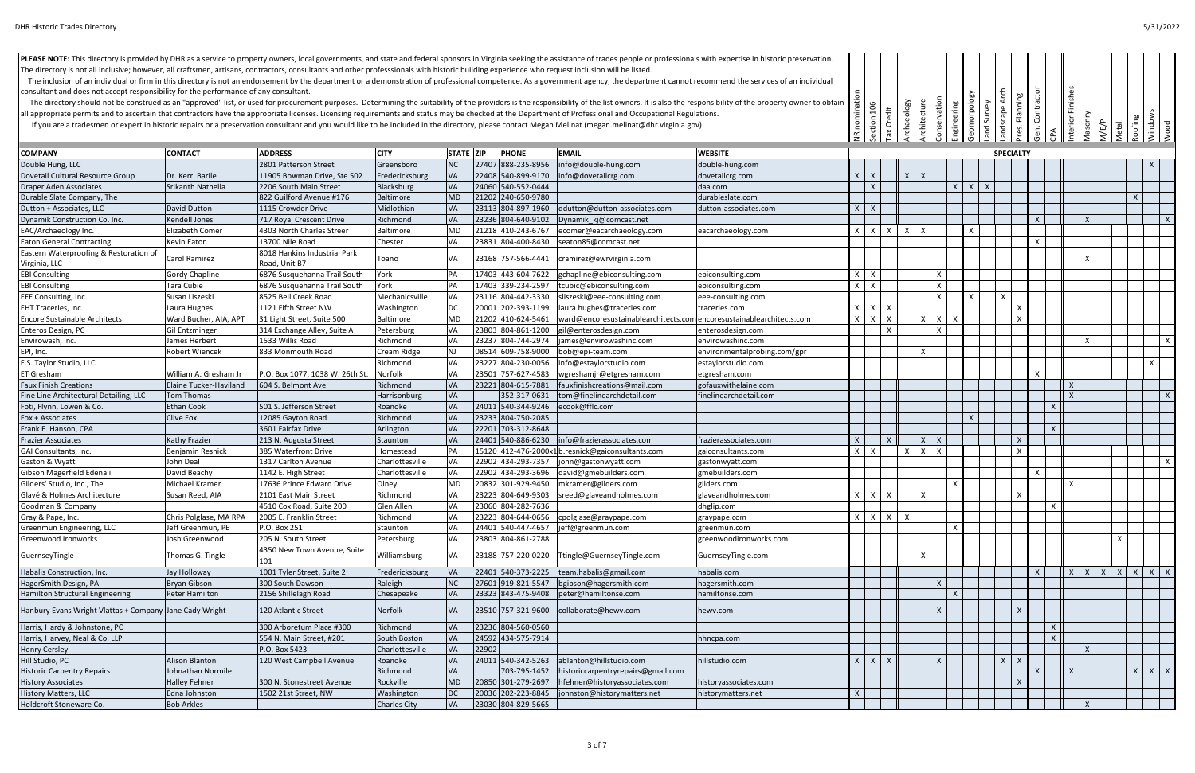**PLEASE NOTE:** This directory is provided by DHR as a service to property owners, local governments, and state and federal sponsors in Virginia seeking the assistance of trades people or professionals with expertise in historic preservation. The directory is not all inclusive; however, all craftsmen, artisans, contractors, consultants and other professsionals with historic building experience who request inclusion will be listed.

The inclusion of an individual or firm in this directory is not an endorsement by the department or a demonstration of professional competence. As a government agency, the department cannot recommend the services of an individual consultant and does not accept responsibility for the performance of any consultant.

The directory should not be construed as an "approved" list, or used for procurement purposes. Determining the suitability of the providers is the responsibility of the list owners. It is also the responsibility of the property owner to obtain all appropriate permits and to ascertain that contractors have the appropriate licenses. Licensing requirements and status may be checked at the Department of Professional and Occupational Regulations.

If you are a tradesmen or expert in historic repairs or a preservation consultant and you would like to be included in the directory, please contact Megan Melinat (megan.melinat@dhr.virginia.gov).

| COMPANY | CONTACT | ADDRESS | CITY | STATE | ZIP | PHONE | EMAIL | WEBSITE | NR nomination | Section 106 | Tax Credit | Archaeology | Architecture | Conservation | Engineering | Geomorpology | Land Survey | Landscape Arch. | Pres. Planning | Gen. Contractor | CPA | Interior Finishes | Masonry | M/E/P | Metal | Roofing | Windows | Wood |
|---|---|---|---|---|---|---|---|---|---|---|---|---|---|---|---|---|---|---|---|---|---|---|---|---|---|---|---|---|
| Double Hung, LLC | | 2801 Patterson Street | Greensboro | NC | 27407 | 888-235-8956 | info@double-hung.com | double-hung.com | | | | | | | | | | | | | | | | | | | X | |
| Dovetail Cultural Resource Group | Dr. Kerri Barile | 11905 Bowman Drive, Ste 502 | Fredericksburg | VA | 22408 | 540-899-9170 | info@dovetailcrg.com | dovetailcrg.com | X | X | | X | X | | | | | | | | | | | | | | | |
| Draper Aden Associates | Srikanth Nathella | 2206 South Main Street | Blacksburg | VA | 24060 | 540-552-0444 | | daa.com | | X | | | | | X | X | X | | | | | | | | | | | |
| Durable Slate Company, The | | 822 Guilford Avenue #176 | Baltimore | MD | 21202 | 240-650-9780 | | durableslate.com | | | | | | | | | | | | | | | | | | X | | |
| Dutton + Associates, LLC | David Dutton | 1115 Crowder Drive | Midlothian | VA | 23113 | 804-897-1960 | ddutton@dutton-associates.com | dutton-associates.com | X | X | | | | | | | | | | | | | | | | | | |
| Dynamik Construction Co. Inc. | Kendell Jones | 717 Royal Crescent Drive | Richmond | VA | 23236 | 804-640-9102 | Dynamik_kj@comcast.net | | | | | | | | | | | | | X | | | X | | | | | X |
| EAC/Archaeology Inc. | Elizabeth Comer | 4303 North Charles Streer | Baltimore | MD | 21218 | 410-243-6767 | ecomer@eacarchaeology.com | eacarchaeology.com | X | X | X | X | X | | | X | | | | | | | | | | | | |
| Eaton General Contracting | Kevin Eaton | 13700 Nile Road | Chester | VA | 23831 | 804-400-8430 | seaton85@comcast.net | | | | | | | | | | | | | X | | | | | | | | |
| Eastern Waterproofing & Restoration of Virginia, LLC | Carol Ramirez | 8018 Hankins Industrial Park Road, Unit B7 | Toano | VA | 23168 | 757-566-4441 | cramirez@ewrvirginia.com | | | | | | | | | | | | | | | | X | | | | | |
| EBI Consulting | Gordy Chapline | 6876 Susquehanna Trail South | York | PA | 17403 | 443-604-7622 | gchapline@ebiconsulting.com | ebiconsulting.com | X | X | | | | X | | | | | | | | | | | | | | |
| EBI Consulting | Tara Cubie | 6876 Susquehanna Trail South | York | PA | 17403 | 339-234-2597 | tcubic@ebiconsulting.com | ebiconsulting.com | X | X | | | | X | | | | | | | | | | | | | | |
| EEE Consulting, Inc. | Susan Liszeski | 8525 Bell Creek Road | Mechanicsville | VA | 23116 | 804-442-3330 | sliszeski@eee-consulting.com | eee-consulting.com | | | | | | X | | X | X | | | | | | | | | | | |
| EHT Traceries, Inc. | Laura Hughes | 1121 Fifth Street NW | Washington | DC | 20001 | 202-393-1199 | laura.hughes@traceries.com | traceries.com | X | X | X | | | | | | | | X | | | | | | | | | |
| Encore Sustainable Architects | Ward Bucher, AIA, APT | 31 Light Street, Suite 500 | Baltimore | MD | 21202 | 410-624-5461 | ward@encoresustainablearchitects.com | encoresustainablearchitects.com | X | X | X | | X | X | X | | | | X | | | | | | | | | |
| Enteros Design, PC | Gil Entzminger | 314 Exchange Alley, Suite A | Petersburg | VA | 23803 | 804-861-1200 | gil@enterosdesign.com | enterosdesign.com | | | X | | | X | | | | | | | | | | | | | | |
| Envirowash, inc. | James Herbert | 1533 Willis Road | Richmond | VA | 23237 | 804-744-2974 | james@envirowashinc.com | envirowashinc.com | | | | | | | | | | | | | | | X | | | | | X |
| EPI, Inc. | Robert Wiencek | 833 Monmouth Road | Cream Ridge | NJ | 08514 | 609-758-9000 | bob@epi-team.com | environmentalprobing.com/gpr | | | | | X | | | | | | | | | | | | | | | |
| E.S. Taylor Studio, LLC | | | Richmond | VA | 23227 | 804-230-0056 | info@estaylorstudio.com | estaylorstudio.com | | | | | | | | | | | | | | | | | | | X | |
| ET Gresham | William A. Gresham Jr | P.O. Box 1077, 1038 W. 26th St. | Norfolk | VA | 23501 | 757-627-4583 | wgreshamjr@etgresham.com | etgresham.com | | | | | | | | | | | | X | | | | | | | | |
| Faux Finish Creations | Elaine Tucker-Haviland | 604 S. Belmont Ave | Richmond | VA | 23221 | 804-615-7881 | fauxfinishcreations@mail.com | gofauxwithelaine.com | | | | | | | | | | | | | | X | | | | | | |
| Fine Line Architectural Detailing, LLC | Tom Thomas | | Harrisonburg | VA | | 352-317-0631 | tom@finelinearchdetail.com | finelinearchdetail.com | | | | | | | | | | | | | | X | | | | | | X |
| Foti, Flynn, Lowen & Co. | Ethan Cook | 501 S. Jefferson Street | Roanoke | VA | 24011 | 540-344-9246 | ecook@fflc.com | | | | | | | | | | | | | | X | | | | | | | |
| Fox + Associates | Clive Fox | 12085 Gayton Road | Richmond | VA | 23233 | 804-750-2085 | | | | | | | | | | X | | | | | | | | | | | | |
| Frank E. Hanson, CPA | | 3601 Fairfax Drive | Arlington | VA | 22201 | 703-312-8648 | | | | | | | | | | | | | | | X | | | | | | | |
| Frazier Associates | Kathy Frazier | 213 N. Augusta Street | Staunton | VA | 24401 | 540-886-6230 | info@frazierassociates.com | frazierassociates.com | X | | X | | X | X | | | | | X | | | | | | | | | |
| GAI Consultants, Inc. | Benjamin Resnick | 385 Waterfront Drive | Homestead | PA | 15120 | 412-476-2000x1 | b.resnick@gaiconsultants.com | gaiconsultants.com | X | X | | X | X | X | | | | | X | | | | | | | | | |
| Gaston & Wyatt | John Deal | 1317 Carlton Avenue | Charlottesville | VA | 22902 | 434-293-7357 | john@gastonwyatt.com | gastonwyatt.com | | | | | | | | | | | | | | | | | | | | X |
| Gibson Magerfield Edenali | David Beachy | 1142 E. High Street | Charlottesville | VA | 22902 | 434-293-3696 | david@gmebuilders.com | gmebuilders.com | | | | | | | | | | | | X | | | | | | | | |
| Gilders' Studio, Inc., The | Michael Kramer | 17636 Prince Edward Drive | Olney | MD | 20832 | 301-929-9450 | mkramer@gilders.com | gilders.com | | | | | | | X | | | | | | | X | | | | | | |
| Glavé & Holmes Architecture | Susan Reed, AIA | 2101 East Main Street | Richmond | VA | 23223 | 804-649-9303 | sreed@glaveandholmes.com | glaveandholmes.com | X | X | X | | X | | | | | | X | | | | | | | | | |
| Goodman & Company | | 4510 Cox Road, Suite 200 | Glen Allen | VA | 23060 | 804-282-7636 | | dhglip.com | | | | | | | | | | | | | X | | | | | | | |
| Gray & Pape, Inc. | Chris Polglase, MA RPA | 2005 E. Franklin Street | Richmond | VA | 23223 | 804-644-0656 | cpolglase@graypape.com | graypape.com | X | X | X | X | | | | | | | | | | | | | | | | |
| Greenmun Engineering, LLC | Jeff Greenmun, PE | P.O. Box 251 | Staunton | VA | 24401 | 540-447-4657 | jeff@greenmun.com | greenmun.com | | | | | | | X | | | | | | | | | | | | | |
| Greenwood Ironworks | Josh Greenwood | 205 N. South Street | Petersburg | VA | 23803 | 804-861-2788 | | greenwoodironworks.com | | | | | | | | | | | | | | | | | X | | | |
| GuernseyTingle | Thomas G. Tingle | 4350 New Town Avenue, Suite 101 | Williamsburg | VA | 23188 | 757-220-0220 | Ttingle@GuernseyTingle.com | GuernseyTingle.com | | | | | X | | | | | | | | | | | | | | | |
| Habalis Construction, Inc. | Jay Holloway | 1001 Tyler Street, Suite 2 | Fredericksburg | VA | 22401 | 540-373-2225 | team.habalis@gmail.com | habalis.com | | | | | | | | | | | | X | | X | X | X | X | X | X | X |
| HagerSmith Design, PA | Bryan Gibson | 300 South Dawson | Raleigh | NC | 27601 | 919-821-5547 | bgibson@hagersmith.com | hagersmith.com | | | | | | X | | | | | | | | | | | | | | |
| Hamilton Structural Engineering | Peter Hamilton | 2156 Shillelagh Road | Chesapeake | VA | 23323 | 843-475-9408 | peter@hamiltonse.com | hamiltonse.com | | | | | | | X | | | | | | | | | | | | | |
| Hanbury Evans Wright Vlattas + Company | Jane Cady Wright | 120 Atlantic Street | Norfolk | VA | 23510 | 757-321-9600 | collaborate@hewv.com | hewv.com | | | | | | X | | | | | X | | | | | | | | | |
| Harris, Hardy & Johnstone, PC | | 300 Arboretum Place #300 | Richmond | VA | 23236 | 804-560-0560 | | | | | | | | | | | | | | | X | | | | | | | |
| Harris, Harvey, Neal & Co. LLP | | 554 N. Main Street, #201 | South Boston | VA | 24592 | 434-575-7914 | | hhncpa.com | | | | | | | | | | | | | X | | | | | | | |
| Henry Cersley | | P.O. Box 5423 | Charlottesville | VA | 22902 | | | | | | | | | | | | | | | | | | X | | | | | |
| Hill Studio, PC | Alison Blanton | 120 West Campbell Avenue | Roanoke | VA | 24011 | 540-342-5263 | ablanton@hillstudio.com | hillstudio.com | X | X | X | | | X | | | | X | X | | | | | | | | | |
| Historic Carpentry Repairs | Johnathan Normile | | Richmond | VA | | 703-795-1452 | historiccarpentryrepairs@gmail.com | | | | | | | | | | | | | X | | X | | | | X | X | X |
| History Associates | Halley Fehner | 300 N. Stonestreet Avenue | Rockville | MD | 20850 | 301-279-2697 | hfehner@historyassociates.com | historyassociates.com | | | | | | | | | | | X | | | | | | | | | |
| History Matters, LLC | Edna Johnston | 1502 21st Street, NW | Washington | DC | 20036 | 202-223-8845 | johnston@historymatters.net | historymatters.net | X | | | | | | | | | | | | | | | | | | | |
| Holdcroft Stoneware Co. | Bob Arkles | | Charles City | VA | 23030 | 804-829-5665 | | | | | | | | | | | | | | | | | X | | | | | |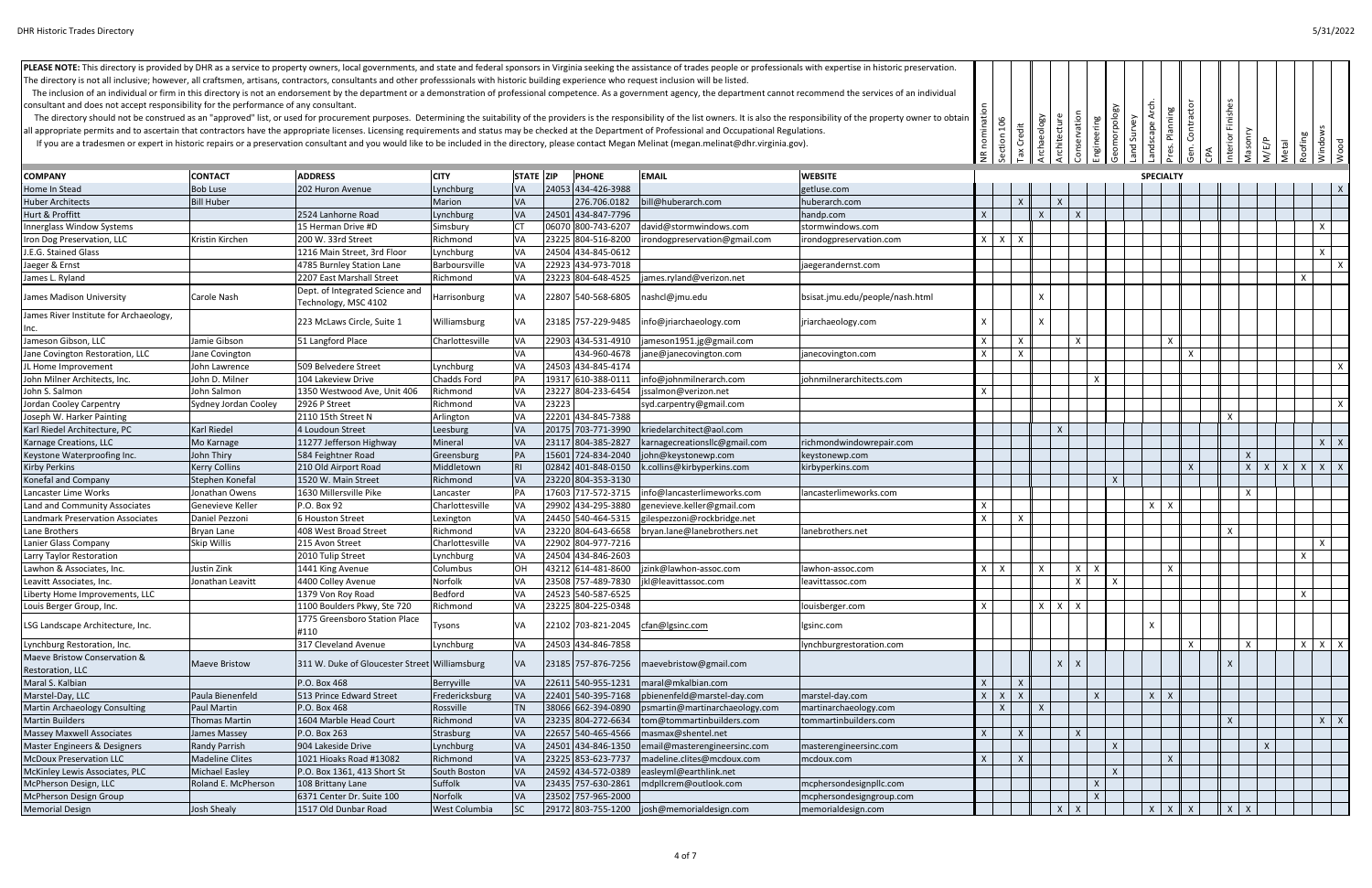**PLEASE NOTE:** This directory is provided by DHR as a service to property owners, local governments, and state and federal sponsors in Virginia seeking the assistance of trades people or professionals with expertise in historic preservation. The directory is not all inclusive; however, all craftsmen, artisans, contractors, consultants and other professsionals with historic building experience who request inclusion will be listed.

The inclusion of an individual or firm in this directory is not an endorsement by the department or a demonstration of professional competence. As a government agency, the department cannot recommend the services of an individual consultant and does not accept responsibility for the performance of any consultant.

The directory should not be construed as an "approved" list, or used for procurement purposes. Determining the suitability of the providers is the responsibility of the list owners. It is also the responsibility of the property owner to obtain all appropriate permits and to ascertain that contractors have the appropriate licenses. Licensing requirements and status may be checked at the Department of Professional and Occupational Regulations.

If you are a tradesmen or expert in historic repairs or a preservation consultant and you would like to be included in the directory, please contact Megan Melinat (megan.melinat@dhr.virginia.gov).

| COMPANY | CONTACT | ADDRESS | CITY | STATE | ZIP | PHONE | EMAIL | WEBSITE | NR nomination | Section 106 | Tax Credit | Archaeology | Architecture | Conservation | Engineering | Geomorpology | Land Survey | Landscape Arch. | Pres. Planning | Gen. Contractor | CPA | Interior Finishes | Masonry | M/E/P | Metal | Roofing | Windows | Wood |
|---|---|---|---|---|---|---|---|---|---|---|---|---|---|---|---|---|---|---|---|---|---|---|---|---|---|---|---|---|
| Home In Stead | Bob Luse | 202 Huron Avenue | Lynchburg | VA | 24053 | 434-426-3988 | | getluse.com | | | | | | | | | | | | | | | | | | | | X |
| Huber Architects | Bill Huber | | Marion | VA | | 276.706.0182 | bill@huberarch.com | huberarch.com | | | X | | X | | | | | | | | | | | | | | | |
| Hurt & Proffitt | | 2524 Lanhorne Road | Lynchburg | VA | 24501 | 434-847-7796 | | handp.com | X | | | X | | X | | | | | | | | | | | | | | |
| Innerglass Window Systems | | 15 Herman Drive #D | Simsbury | CT | 06070 | 800-743-6207 | david@stormwindows.com | stormwindows.com | | | | | | | | | | | | | | | | | | | X | |
| Iron Dog Preservation, LLC | Kristin Kirchen | 200 W. 33rd Street | Richmond | VA | 23225 | 804-516-8200 | irondogpreservation@gmail.com | irondogpreservation.com | X | X | X | | | | | | | | | | | | | | | | | |
| J.E.G. Stained Glass | | 1216 Main Street, 3rd Floor | Lynchburg | VA | 24504 | 434-845-0612 | | | | | | | | | | | | | | | | | | | | | X | |
| Jaeger & Ernst | | 4785 Burnley Station Lane | Barboursville | VA | 22923 | 434-973-7018 | | jaegerandernst.com | | | | | | | | | | | | | | | | | | | | X |
| James L. Ryland | | 2207 East Marshall Street | Richmond | VA | 23223 | 804-648-4525 | james.ryland@verizon.net | | | | | | | | | | | | | | | | | | | X | | |
| James Madison University | Carole Nash | Dept. of Integrated Science and Technology, MSC 4102 | Harrisonburg | VA | 22807 | 540-568-6805 | nashcl@jmu.edu | bsisat.jmu.edu/people/nash.html | | | | X | | | | | | | | | | | | | | | | |
| James River Institute for Archaeology, Inc. | | 223 McLaws Circle, Suite 1 | Williamsburg | VA | 23185 | 757-229-9485 | info@jriarchaeology.com | jriarchaeology.com | X | | | X | | | | | | | | | | | | | | | | |
| Jameson Gibson, LLC | Jamie Gibson | 51 Langford Place | Charlottesville | VA | 22903 | 434-531-4910 | jameson1951.jg@gmail.com | | X | | X | | | X | | | | | X | | | | | | | | | |
| Jane Covington Restoration, LLC | Jane Covington | | | VA | | 434-960-4678 | jane@janecovington.com | janecovington.com | X | | X | | | | | | | | | X | | | | | | | | |
| JL Home Improvement | John Lawrence | 509 Belvedere Street | Lynchburg | VA | 24503 | 434-845-4174 | | | | | | | | | | | | | | | | | | | | | | X |
| John Milner Architects, Inc. | John D. Milner | 104 Lakeview Drive | Chadds Ford | PA | 19317 | 610-388-0111 | info@johnmilnerarch.com | johnmilnerarchitects.com | | | | | | | X | | | | | | | | | | | | | |
| John S. Salmon | John Salmon | 1350 Westwood Ave, Unit 406 | Richmond | VA | 23227 | 804-233-6454 | jssalmon@verizon.net | | X | | | | | | | | | | | | | | | | | | | |
| Jordan Cooley Carpentry | Sydney Jordan Cooley | 2926 P Street | Richmond | VA | 23223 | | syd.carpentry@gmail.com | | | | | | | | | | | | | | | | | | | | | X |
| Joseph W. Harker Painting | | 2110 15th Street N | Arlington | VA | 22201 | 434-845-7388 | | | | | | | | | | | | | | | | X | | | | | | |
| Karl Riedel Architecture, PC | Karl Riedel | 4 Loudoun Street | Leesburg | VA | 20175 | 703-771-3990 | kriedelarchitect@aol.com | | | | | | X | | | | | | | | | | | | | | | |
| Karnage Creations, LLC | Mo Karnage | 11277 Jefferson Highway | Mineral | VA | 23117 | 804-385-2827 | karnagecreationsllc@gmail.com | richmondwindowrepair.com | | | | | | | | | | | | | | | | | | | X | X |
| Keystone Waterproofing Inc. | John Thiry | 584 Feightner Road | Greensburg | PA | 15601 | 724-834-2040 | john@keystonewp.com | keystonewp.com | | | | | | | | | | | | | | | X | | | | | |
| Kirby Perkins | Kerry Collins | 210 Old Airport Road | Middletown | RI | 02842 | 401-848-0150 | k.collins@kirbyperkins.com | kirbyperkins.com | | | | | | | | | | | | X | | | X | X | X | X | X | X |
| Konefal and Company | Stephen Konefal | 1520 W. Main Street | Richmond | VA | 23220 | 804-353-3130 | | | | | | | | | | X | | | | | | | | | | | | |
| Lancaster Lime Works | Jonathan Owens | 1630 Millersville Pike | Lancaster | PA | 17603 | 717-572-3715 | info@lancasterlimeworks.com | lancasterlimeworks.com | | | | | | | | | | | | | | | X | | | | | |
| Land and Community Associates | Genevieve Keller | P.O. Box 92 | Charlottesville | VA | 29902 | 434-295-3880 | genevieve.keller@gmail.com | | X | | | | | | | | | X | X | | | | | | | | | |
| Landmark Preservation Associates | Daniel Pezzoni | 6 Houston Street | Lexington | VA | 24450 | 540-464-5315 | gilespezzoni@rockbridge.net | | X | | X | | | | | | | | | | | | | | | | | |
| Lane Brothers | Bryan Lane | 408 West Broad Street | Richmond | VA | 23220 | 804-643-6658 | bryan.lane@lanebrothers.net | lanebrothers.net | | | | | | | | | | | | | | X | | | | | | |
| Lanier Glass Company | Skip Willis | 215 Avon Street | Charlottesville | VA | 22902 | 804-977-7216 | | | | | | | | | | | | | | | | | | | | | X | |
| Larry Taylor Restoration | | 2010 Tulip Street | Lynchburg | VA | 24504 | 434-846-2603 | | | | | | | | | | | | | | | | | | | | X | | |
| Lawhon & Associates, Inc. | Justin Zink | 1441 King Avenue | Columbus | OH | 43212 | 614-481-8600 | jzink@lawhon-assoc.com | lawhon-assoc.com | X | X | | X | | X | X | | | | X | | | | | | | | | |
| Leavitt Associates, Inc. | Jonathan Leavitt | 4400 Colley Avenue | Norfolk | VA | 23508 | 757-489-7830 | jkl@leavittassoc.com | leavittassoc.com | | | | | | X | | X | | | | | | | | | | | | |
| Liberty Home Improvements, LLC | | 1379 Von Roy Road | Bedford | VA | 24523 | 540-587-6525 | | | | | | | | | | | | | | | | | | | | X | | |
| Louis Berger Group, Inc. | | 1100 Boulders Pkwy, Ste 720 | Richmond | VA | 23225 | 804-225-0348 | | louisberger.com | X | | | X | X | X | | | | | | | | | | | | | | |
| LSG Landscape Architecture, Inc. | | 1775 Greensboro Station Place #110 | Tysons | VA | 22102 | 703-821-2045 | cfan@lgsinc.com | lgsinc.com | | | | | | | | | | X | | | | | | | | | | |
| Lynchburg Restoration, Inc. | | 317 Cleveland Avenue | Lynchburg | VA | 24503 | 434-846-7858 | | lynchburgrestoration.com | | | | | | | | | | | | X | | | X | | | X | X | X |
| Maeve Bristow Conservation & Restoration, LLC | Maeve Bristow | 311 W. Duke of Gloucester Street | Williamsburg | VA | 23185 | 757-876-7256 | maevebristow@gmail.com | | | | | | X | X | | | | | | | | X | | | | | | |
| Maral S. Kalbian | | P.O. Box 468 | Berryville | VA | 22611 | 540-955-1231 | maral@mkalbian.com | | X | | X | | | | | | | | | | | | | | | | | |
| Marstel-Day, LLC | Paula Bienenfeld | 513 Prince Edward Street | Fredericksburg | VA | 22401 | 540-395-7168 | pbienenfeld@marstel-day.com | marstel-day.com | X | X | X | | | | X | | | X | X | | | | | | | | | |
| Martin Archaeology Consulting | Paul Martin | P.O. Box 468 | Rossville | TN | 38066 | 662-394-0890 | psmartin@martinarchaeology.com | martinarchaeology.com | | X | | X | | | | | | | | | | | | | | | | |
| Martin Builders | Thomas Martin | 1604 Marble Head Court | Richmond | VA | 23235 | 804-272-6634 | tom@tommartinbuilders.com | tommartinbuilders.com | | | | | | | | | | | | | | X | | | | | X | X |
| Massey Maxwell Associates | James Massey | P.O. Box 263 | Strasburg | VA | 22657 | 540-465-4566 | masmax@shentel.net | | X | | X | | | X | | | | | | | | | | | | | | |
| Master Engineers & Designers | Randy Parrish | 904 Lakeside Drive | Lynchburg | VA | 24501 | 434-846-1350 | email@masterengineersinc.com | masterengineersinc.com | | | | | | | | X | | | | | | | | X | | | | |
| McDoux Preservation LLC | Madeline Clites | 1021 Hioaks Road #13082 | Richmond | VA | 23225 | 853-623-7737 | madeline.clites@mcdoux.com | mcdoux.com | X | | X | | | | | | | | X | | | | | | | | | |
| McKinley Lewis Associates, PLC | Michael Easley | P.O. Box 1361, 413 Short St | South Boston | VA | 24592 | 434-572-0389 | easleyml@earthlink.net | | | | | | | | | X | | | | | | | | | | | | |
| McPherson Design, LLC | Roland E. McPherson | 108 Brittany Lane | Suffolk | VA | 23435 | 757-630-2861 | mdpllcrem@outlook.com | mcphersondesignpllc.com | | | | | | | X | | | | | | | | | | | | | |
| McPherson Design Group | | 6371 Center Dr. Suite 100 | Norfolk | VA | 23502 | 757-965-2000 | | mcphersondesigngroup.com | | | | | | | X | | | | | | | | | | | | | |
| Memorial Design | Josh Shealy | 1517 Old Dunbar Road | West Columbia | SC | 29172 | 803-755-1200 | josh@memorialdesign.com | memorialdesign.com | | | | | X | X | | | | X | X | X | X | X | | | | | | |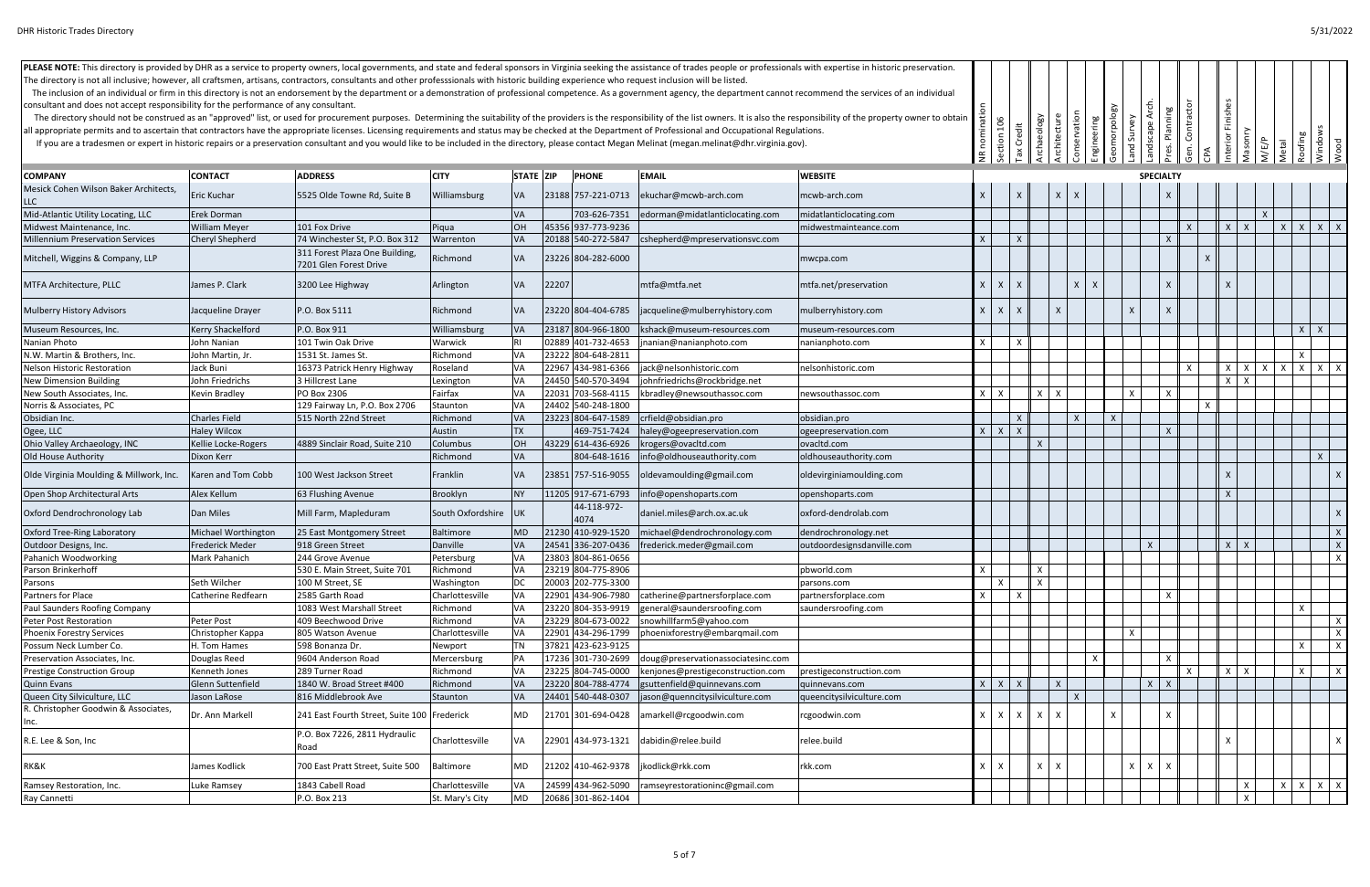**PLEASE NOTE:** This directory is provided by DHR as a service to property owners, local governments, and state and federal sponsors in Virginia seeking the assistance of trades people or professionals with expertise in historic preservation. The directory is not all inclusive; however, all craftsmen, artisans, contractors, consultants and other professsionals with historic building experience who request inclusion will be listed.

The inclusion of an individual or firm in this directory is not an endorsement by the department or a demonstration of professional competence. As a government agency, the department cannot recommend the services of an individual consultant and does not accept responsibility for the performance of any consultant.

The directory should not be construed as an "approved" list, or used for procurement purposes. Determining the suitability of the providers is the responsibility of the list owners. It is also the responsibility of the property owner to obtain all appropriate permits and to ascertain that contractors have the appropriate licenses. Licensing requirements and status may be checked at the Department of Professional and Occupational Regulations.

If you are a tradesmen or expert in historic repairs or a preservation consultant and you would like to be included in the directory, please contact Megan Melinat (megan.melinat@dhr.virginia.gov).

| COMPANY | CONTACT | ADDRESS | CITY | STATE | ZIP | PHONE | EMAIL | WEBSITE | NR nomination | Section 106 | Tax Credit | Archaeology | Architecture | Conservation | Engineering | Geomorpology | Land Survey | Landscape Arch. | Pres. Planning | Gen. Contractor | CPA | Interior Finishes | Masonry | M/E/P | Metal | Roofing | Windows | Wood |
|---|---|---|---|---|---|---|---|---|---|---|---|---|---|---|---|---|---|---|---|---|---|---|---|---|---|---|---|---|
| Mesick Cohen Wilson Baker Architects, LLC | Eric Kuchar | 5525 Olde Towne Rd, Suite B | Williamsburg | VA | 23188 | 757-221-0713 | ekuchar@mcwb-arch.com | mcwb-arch.com | X | | X | | X | X | | | | | X | | | | | | | | | |
| Mid-Atlantic Utility Locating, LLC | Erek Dorman | | | VA | | 703-626-7351 | edorman@midatlanticlocating.com | midatlanticlocating.com | | | | | | | | | | | | | | | | X | | | | |
| Midwest Maintenance, Inc. | William Meyer | 101 Fox Drive | Piqua | OH | 45356 | 937-773-9236 | | midwestmainteance.com | | | | | | | | | | | | X | | X | X | | X | X | X | X |
| Millennium Preservation Services | Cheryl Shepherd | 74 Winchester St, P.O. Box 312 | Warrenton | VA | 20188 | 540-272-5847 | cshepherd@mpreservationsvc.com | | X | | X | | | | | | | | X | | | | | | | | | |
| Mitchell, Wiggins & Company, LLP | | 311 Forest Plaza One Building, 7201 Glen Forest Drive | Richmond | VA | 23226 | 804-282-6000 | | mwcpa.com | | | | | | | | | | | | | X | | | | | | | |
| MTFA Architecture, PLLC | James P. Clark | 3200 Lee Highway | Arlington | VA | 22207 | | mtfa@mtfa.net | mtfa.net/preservation | X | X | X | | | X | X | | | | X | | | X | | | | | | |
| Mulberry History Advisors | Jacqueline Drayer | P.O. Box 5111 | Richmond | VA | 23220 | 804-404-6785 | jacqueline@mulberryhistory.com | mulberryhistory.com | X | X | X | X | | | | | X | | X | | | | | | | | | |
| Museum Resources, Inc. | Kerry Shackelford | P.O. Box 911 | Williamsburg | VA | 23187 | 804-966-1800 | kshack@museum-resources.com | museum-resources.com | | | | | | | | | | | | | | | | | | X | X | |
| Nanian Photo | John Nanian | 101 Twin Oak Drive | Warwick | RI | 02889 | 401-732-4653 | jnanian@nanianphoto.com | nanianphoto.com | X | | X | | | | | | | | | | | | | | | | | |
| N.W. Martin & Brothers, Inc. | John Martin, Jr. | 1531 St. James St. | Richmond | VA | 23222 | 804-648-2811 | | | | | | | | | | | | | | | | | | | | X | | |
| Nelson Historic Restoration | Jack Buni | 16373 Patrick Henry Highway | Roseland | VA | 22967 | 434-981-6366 | jack@nelsonhistoric.com | nelsonhistoric.com | | | | | | | | | | | | X | | X | X | X | X | X | X | X |
| New Dimension Building | John Friedrichs | 3 Hillcrest Lane | Lexington | VA | 24450 | 540-570-3494 | johnfriedrichs@rockbridge.net | | | | | | | | | | | | | | | X | X | | | | | |
| New South Associates, Inc. | Kevin Bradley | PO Box 2306 | Fairfax | VA | 22031 | 703-568-4115 | kbradley@newsouthassoc.com | newsouthassoc.com | X | X | | X | X | | | | X | | X | | | | | | | | | |
| Norris & Associates, PC | | 129 Fairway Ln, P.O. Box 2706 | Staunton | VA | 24402 | 540-248-1800 | | | | | | | | | | | | | | | X | | | | | | | |
| Obsidian Inc. | Charles Field | 515 North 22nd Street | Richmond | VA | 23223 | 804-647-1589 | crfield@obsidian.pro | obsidian.pro | | | X | | | X | | X | | | | | | | | | | | | |
| Ogee, LLC | Haley Wilcox | | Austin | TX | | 469-751-7424 | haley@ogeepreservation.com | ogeepreservation.com | X | X | X | | | | | | | | X | | | | | | | | | |
| Ohio Valley Archaeology, INC | Kellie Locke-Rogers | 4889 Sinclair Road, Suite 210 | Columbus | OH | 43229 | 614-436-6926 | krogers@ovacltd.com | ovacltd.com | | | | X | | | | | | | | | | | | | | | | |
| Old House Authority | Dixon Kerr | | Richmond | VA | | 804-648-1616 | info@oldhouseauthority.com | oldhouseauthority.com | | | | | | | | | | | | | | | | | | | X | |
| Olde Virginia Moulding & Millwork, Inc. | Karen and Tom Cobb | 100 West Jackson Street | Franklin | VA | 23851 | 757-516-9055 | oldevamoulding@gmail.com | oldevirginiamoulding.com | | | | | | | | | | | | | | X | | | | | | X |
| Open Shop Architectural Arts | Alex Kellum | 63 Flushing Avenue | Brooklyn | NY | 11205 | 917-671-6793 | info@openshoparts.com | openshoparts.com | | | | | | | | | | | | | | X | | | | | | |
| Oxford Dendrochronology Lab | Dan Miles | Mill Farm, Mapleduram | South Oxfordshire | UK | | 44-118-972-4074 | daniel.miles@arch.ox.ac.uk | oxford-dendrolab.com | | | | | | | | | | | | | | | | | | | | X |
| Oxford Tree-Ring Laboratory | Michael Worthington | 25 East Montgomery Street | Baltimore | MD | 21230 | 410-929-1520 | michael@dendrochronology.com | dendrochronology.net | | | | | | | | | | | | | | | | | | | | X |
| Outdoor Designs, Inc. | Frederick Meder | 918 Green Street | Danville | VA | 24541 | 336-207-0436 | frederick.meder@gmail.com | outdoordesignsdanville.com | | | | | | | | | | X | | | | X | X | | | | | X |
| Pahanich Woodworking | Mark Pahanich | 244 Grove Avenue | Petersburg | VA | 23803 | 804-861-0656 | | | | | | | | | | | | | | | | | | | | | | X |
| Parson Brinkerhoff | | 530 E. Main Street, Suite 701 | Richmond | VA | 23219 | 804-775-8906 | | pbworld.com | X | | | X | | | | | | | | | | | | | | | | |
| Parsons | Seth Wilcher | 100 M Street, SE | Washington | DC | 20003 | 202-775-3300 | | parsons.com | | X | | X | | | | | | | | | | | | | | | | |
| Partners for Place | Catherine Redfearn | 2585 Garth Road | Charlottesville | VA | 22901 | 434-906-7980 | catherine@partnersforplace.com | partnersforplace.com | X | | X | | | | | | | | X | | | | | | | | | |
| Paul Saunders Roofing Company | | 1083 West Marshall Street | Richmond | VA | 23220 | 804-353-9919 | general@saundersroofing.com | saundersroofing.com | | | | | | | | | | | | | | | | | | X | | |
| Peter Post Restoration | Peter Post | 409 Beechwood Drive | Richmond | VA | 23229 | 804-673-0022 | snowhillfarm5@yahoo.com | | | | | | | | | | | | | | | | | | | | | X |
| Phoenix Forestry Services | Christopher Kappa | 805 Watson Avenue | Charlottesville | VA | 22901 | 434-296-1799 | phoenixforestry@embarqmail.com | | | | | | | | | | | | | | | | | | | | | X |
| Possum Neck Lumber Co. | H. Tom Hames | 598 Bonanza Dr. | Newport | TN | 37821 | 423-623-9125 | | | | | | | | | | | | | | | | | | | | X | | X |
| Preservation Associates, Inc. | Douglas Reed | 9604 Anderson Road | Mercersburg | PA | 17236 | 301-730-2699 | doug@preservationassociatesinc.com | | | | | | | | X | | | | X | | | | | | | | | |
| Prestige Construction Group | Kenneth Jones | 289 Turner Road | Richmond | VA | 23225 | 804-745-0000 | kenjones@prestigeconstruction.com | prestigeconstruction.com | | | | | | | | | | | | X | | X | X | | | X | | X |
| Quinn Evans | Glenn Suttenfield | 1840 W. Broad Street #400 | Richmond | VA | 23220 | 804-788-4774 | gsuttenfield@quinnevans.com | quinnevans.com | X | X | X | | X | | | | | X | X | | | | | | | | | |
| Queen City Silviculture, LLC | Jason LaRose | 816 Middlebrook Ave | Staunton | VA | 24401 | 540-448-0307 | jason@quenncitysilviculture.com | queencitysilviculture.com | | | | | | | X | | | | | | | | | | | | | |
| R. Christopher Goodwin & Associates, Inc. | Dr. Ann Markell | 241 East Fourth Street, Suite 100 | Frederick | MD | 21701 | 301-694-0428 | amarkell@rcgoodwin.com | rcgoodwin.com | X | X | X | X | X | | | X | | | X | | | | | | | | | |
| R.E. Lee & Son, Inc | | P.O. Box 7226, 2811 Hydraulic Road | Charlottesville | VA | 22901 | 434-973-1321 | dabidin@relee.build | relee.build | | | | | | | | | | | | | | X | | | | | | X |
| RK&K | James Kodlick | 700 East Pratt Street, Suite 500 | Baltimore | MD | 21202 | 410-462-9378 | jkodlick@rkk.com | rkk.com | X | X | | X | X | | | | X | X | X | | | | | | | | | |
| Ramsey Restoration, Inc. | Luke Ramsey | 1843 Cabell Road | Charlottesville | VA | 24599 | 434-962-5090 | ramseyrestorationinc@gmail.com | | | | | | | | | | | | | | | | X | | X | X | X | X |
| Ray Cannetti | | P.O. Box 213 | St. Mary's City | MD | 20686 | 301-862-1404 | | | | | | | | | | | | | | | | | X | | | | | |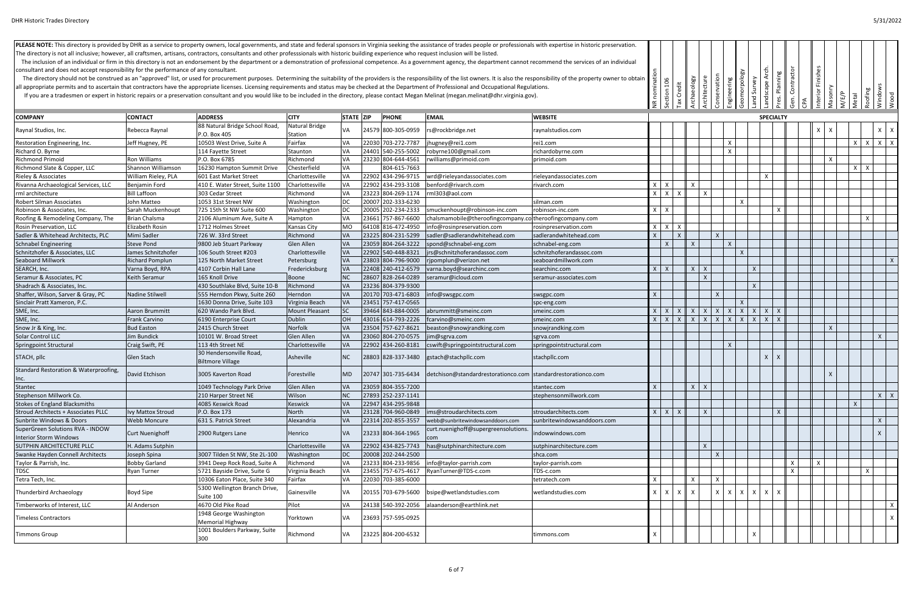**PLEASE NOTE:** This directory is provided by DHR as a service to property owners, local governments, and state and federal sponsors in Virginia seeking the assistance of trades people or professionals with expertise in historic preservation. The directory is not all inclusive; however, all craftsmen, artisans, contractors, consultants and other professsionals with historic building experience who request inclusion will be listed.

The inclusion of an individual or firm in this directory is not an endorsement by the department or a demonstration of professional competence. As a government agency, the department cannot recommend the services of an individual consultant and does not accept responsibility for the performance of any consultant.

The directory should not be construed as an "approved" list, or used for procurement purposes. Determining the suitability of the providers is the responsibility of the list owners. It is also the responsibility of the property owner to obtain all appropriate permits and to ascertain that contractors have the appropriate licenses. Licensing requirements and status may be checked at the Department of Professional and Occupational Regulations.

If you are a tradesmen or expert in historic repairs or a preservation consultant and you would like to be included in the directory, please contact Megan Melinat (megan.melinat@dhr.virginia.gov).

| COMPANY | CONTACT | ADDRESS | CITY | STATE | ZIP | PHONE | EMAIL | WEBSITE | NR nomination | Section 106 | Tax Credit | Archaeology | Architecture | Conservation | Engineering | Geomorpology | Land Survey | Landscape Arch. | Pres. Planning | Gen. Contractor | CPA | Interior Finishes | Masonry | M/E/P | Metal | Roofing | Windows | Wood |
|---|---|---|---|---|---|---|---|---|---|---|---|---|---|---|---|---|---|---|---|---|---|---|---|---|---|---|---|---|
| Raynal Studios, Inc. | Rebecca Raynal | 88 Natural Bridge School Road, P.O. Box 405 | Natural Bridge Station | VA | 24579 | 800-305-0959 | rs@rockbridge.net | raynalstudios.com | | | | | | | | | | | | | | X | X | | | | X | X |
| Restoration Engineering, Inc. | Jeff Hugney, PE | 10503 West Drive, Suite A | Fairfax | VA | 22030 | 703-272-7787 | jhugney@rei1.com | rei1.com | | | | | | | X | | | | | | | | | | X | X | X | X |
| Richard O. Byrne | | 114 Fayette Street | Staunton | VA | 24401 | 540-255-5002 | robyrne100@gmail.com | richardobyrne.com | | | | | | | X | | | | | | | | | | | | | |
| Richmond Primoid | Ron Williams | P.O. Box 6785 | Richmond | VA | 23230 | 804-644-4561 | rwilliams@primoid.com | primoid.com | | | | | | | | | | | | | | | X | | | | | |
| Richmond Slate & Copper, LLC | Shannon Williamson | 16230 Hampton Summit Drive | Chesterfield | VA | | 804-615-7663 | | | | | | | | | | | | | | | | | | | X | X | | |
| Rieley & Associates | William Rieley, PLA | 601 East Market Street | Charlottesville | VA | 22902 | 434-296-9715 | wrd@rieleyandassociates.com | rieleyandassociates.com | | | | | | | | | | X | | | | | | | | | | |
| Rivanna Archaeological Services, LLC | Benjamin Ford | 410 E. Water Street, Suite 1100 | Charlottesville | VA | 22902 | 434-293-3108 | benford@rivarch.com | rivarch.com | X | X | | X | | | | | | | | | | | | | | | | |
| rml architecture | Bill Laffoon | 303 Cedar Street | Richmond | VA | 23223 | 804-269-1174 | rml303@aol.com | | X | X | X | | X | | | | | | | | | | | | | | | |
| Robert Silman Associates | John Matteo | 1053 31st Street NW | Washington | DC | 20007 | 202-333-6230 | | silman.com | | | | | | | | X | | | | | | | | | | | | |
| Robinson & Associates, Inc. | Sarah Muckenhoupt | 725 15th St NW Suite 600 | Washington | DC | 20005 | 202-234-2333 | smuckenhoupt@robinson-inc.com | robinson-inc.com | X | X | | | | | | | | | X | | | | | | | | | |
| Roofing & Remodeling Company, The | Brian Chalsma | 2106 Aluminum Ave, Suite A | Hampton | VA | 23661 | 757-867-6600 | chalsmamobile@theroofingcompany.com | theroofingcompany.com | | | | | | | | | | | | | | | | | | X | | |
| Rosin Preservation, LLC | Elizabeth Rosin | 1712 Holmes Street | Kansas City | MO | 64108 | 816-472-4950 | info@rosinpreservation.com | rosinpreservation.com | X | X | X | | | | | | | | | | | | | | | | | |
| Sadler & Whitehead Architects, PLC | Mimi Sadler | 726 W. 33rd Street | Richmond | VA | 23225 | 804-231-5299 | sadler@sadlerandwhitehead.com | sadlerandwhitehead.com | X | | X | | | | X | | | | | | | | | | | | | |
| Schnabel Engineering | Steve Pond | 9800 Jeb Stuart Parkway | Glen Allen | VA | 23059 | 804-264-3222 | spond@schnabel-eng.com | schnabel-eng.com | | X | | X | | | X | | | | | | | | | | | | | |
| Schnitzhofer & Associates, LLC | James Schnitzhofer | 106 South Street #203 | Charlottesville | VA | 22902 | 540-448-8321 | jrs@schnitzhoferandassoc.com | schnitzhoferandassoc.com | | | | | | | | X | | | | | | | | | | | | |
| Seaboard Millwork | Richard Pomplun | 125 North Market Street | Petersburg | VA | 23803 | 804-796-9000 | rjpomplun@verizon.net | seaboardmillwork.com | | | | | | | | | | | | | | | | | | | | X |
| SEARCH, Inc. | Varna Boyd, RPA | 4107 Corbin Hall Lane | Fredericksburg | VA | 22408 | 240-412-6579 | varna.boyd@searchinc.com | searchinc.com | X | X | | X | X | | | | X | | | | | | | | | | | |
| Seramur & Associates, PC | Keith Seramur | 165 Knoll Drive | Boone | NC | 28607 | 828-264-0289 | seramur@icloud.com | seramur-associates.com | | | | | X | | | | | | | | | | | | | | | |
| Shadrach & Associates, Inc. | | 430 Southlake Blvd, Suite 10-B | Richmond | VA | 23236 | 804-379-9300 | | | | | | | | | | | X | | | | | | | | | | | |
| Shaffer, Wilson, Sarver & Gray, PC | Nadine Stilwell | 555 Herndon Pkwy, Suite 260 | Herndon | VA | 20170 | 703-471-6803 | info@swsgpc.com | swsgpc.com | X | | | | | X | | | | | | | | | | | | | | |
| Sinclair Pratt Xameron, P.C. | | 1630 Donna Drive, Suite 103 | Virginia Beach | VA | 23451 | 757-417-0565 | | spc-eng.com | | | | | | | | X | | | | | | | | | | | | |
| SME, Inc. | Aaron Brummitt | 620 Wando Park Blvd. | Mount Pleasant | SC | 39464 | 843-884-0005 | abrummitt@smeinc.com | smeinc.com | X | X | X | X | X | X | X | X | X | X | X | | | | | | | | | |
| SME, Inc. | Frank Carvino | 6190 Enterprise Court | Dublin | OH | 43016 | 614-793-2226 | fcarvino@smeinc.com | smeinc.com | X | X | X | X | X | X | X | X | X | X | X | | | | | | | | | |
| Snow Jr & King, Inc. | Bud Easton | 2415 Church Street | Norfolk | VA | 23504 | 757-627-8621 | beaston@snowjrandking.com | snowjrandking.com | | | | | | | | | | | | | | | X | | | | | |
| Solar Control LLC | Jim Bundick | 10101 W. Broad Street | Glen Allen | VA | 23060 | 804-270-0575 | jim@sgrva.com | sgrva.com | | | | | | | | | | | | | | | | | | | X | |
| Springpoint Structural | Craig Swift, PE | 113 4th Street NE | Charlottesville | VA | 22902 | 434-260-8181 | cswift@springpointstructural.com | springpointstructural.com | | | | | | | X | | | | | | | | | | | | | |
| STACH, pllc | Glen Stach | 30 Hendersonville Road, Biltmore Village | Asheville | NC | 28803 | 828-337-3480 | gstach@stachpllc.com | stachpllc.com | | | | | | | | | | X | X | | | | | | | | | |
| Standard Restoration & Waterproofing, Inc. | David Etchison | 3005 Kaverton Road | Forestville | MD | 20747 | 301-735-6434 | detchison@standardrestorationco.com | standardrestorationco.com | | | | | | | | | | | | | | | X | | | | | |
| Stantec | | 1049 Technology Park Drive | Glen Allen | VA | 23059 | 804-355-7200 | | stantec.com | X | | | X | X | | | | | | | | | | | | | | | |
| Stephenson Millwork Co. | | 210 Harper Street NE | Wilson | NC | 27893 | 252-237-1141 | | stephensonmillwork.com | | | | | | | | | | | | | | | | | | | X | X |
| Stokes of England Blacksmiths | | 4085 Keswick Road | Keswick | VA | 22947 | 434-295-9848 | | | | | | | | | | | | | | | | | | | X | | | |
| Stroud Architects + Associates PLLC | Ivy Mattox Stroud | P.O. Box 173 | North | VA | 23128 | 704-960-0849 | ims@stroudarchitects.com | stroudarchitects.com | X | X | X | | X | | | | | | X | | | | | | | | | |
| Sunbrite Windows & Doors | Webb Moncure | 631 S. Patrick Street | Alexandria | VA | 22314 | 202-855-3557 | webb@sunbritewindowsanddoors.com | sunbritewindowsanddoors.com | | | | | | | | | | | | | | | | | | | X | |
| SuperGreen Solutions RVA - INDOW Interior Storm Windows | Curt Nuenighoff | 2900 Rutgers Lane | Henrico | VA | 23233 | 804-364-1965 | curt.nuenighoff@supergreensolutions.com | indowwindows.com | | | | | | | | | | | | | | | | | | | X | |
| SUTPHIN ARCHITECTURE PLLC | H. Adams Sutphin | | Charlottesville | VA | 22902 | 434-825-7743 | has@sutphinarchitecture.com | sutphinarchitecture.com | | | | | X | | | | | | | | | | | | | | | |
| Swanke Hayden Connell Architects | Joseph Spina | 3007 Tilden St NW, Ste 2L-100 | Washington | DC | 20008 | 202-244-2500 | | shca.com | | | | | | X | | | | | | | | | | | | | | |
| Taylor & Parrish, Inc. | Bobby Garland | 3941 Deep Rock Road, Suite A | Richmond | VA | 23233 | 804-233-9856 | info@taylor-parrish.com | taylor-parrish.com | | | | | | | | | | | | X | | X | | | | | | |
| TDSC | Ryan Turner | 5721 Bayside Drive, Suite G | Virginia Beach | VA | 23455 | 757-675-4617 | RyanTurner@TDS-c.com | TDS-c.com | | | | | | | | | | | | X | | | | | | X | | |
| Tetra Tech, Inc. | | 10306 Eaton Place, Suite 340 | Fairfax | VA | 22030 | 703-385-6000 | | tetratech.com | X | | | X | | X | | | | | | | | | | | | | | |
| Thunderbird Archaeology | Boyd Sipe | 5300 Wellington Branch Drive, Suite 100 | Gainesville | VA | 20155 | 703-679-5600 | bsipe@wetlandstudies.com | wetlandstudies.com | X | X | X | X | | X | X | X | X | X | X | | | | | | | | | |
| Timberworks of Interest, LLC | Al Anderson | 4670 Old Pike Road | Pilot | VA | 24138 | 540-392-2056 | alaanderson@earthlink.net | | | | | | | | | | | | | | | | | | | | | X |
| Timeless Contractors | | 1948 George Washington Memorial Highway | Yorktown | VA | 23693 | 757-595-0925 | | | | | | | | | | | | | | | | | | | | | | X |
| Timmons Group | | 1001 Boulders Parkway, Suite 300 | Richmond | VA | 23225 | 804-200-6532 | | timmons.com | X | | | | | | | | X | | | | | | | | | | | |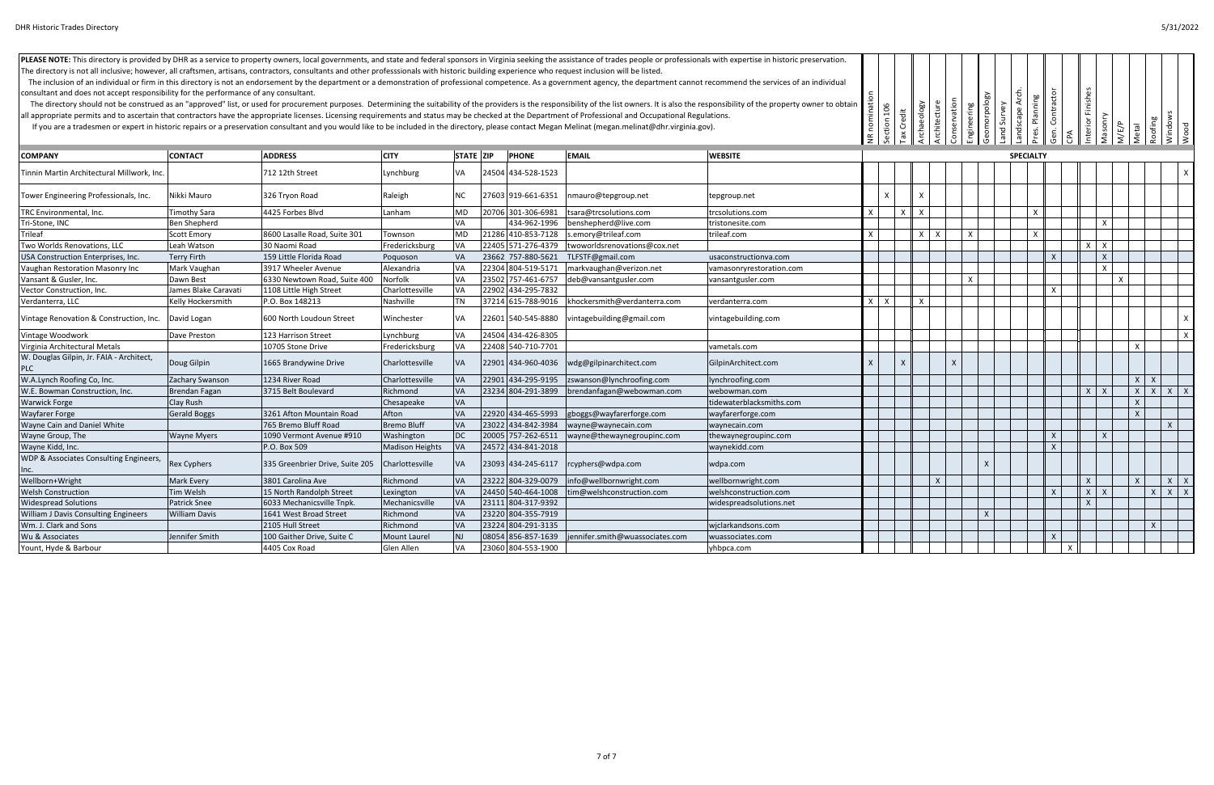**PLEASE NOTE:** This directory is provided by DHR as a service to property owners, local governments, and state and federal sponsors in Virginia seeking the assistance of trades people or professionals with expertise in historic preservation. The directory is not all inclusive; however, all craftsmen, artisans, contractors, consultants and other professsionals with historic building experience who request inclusion will be listed.

The inclusion of an individual or firm in this directory is not an endorsement by the department or a demonstration of professional competence. As a government agency, the department cannot recommend the services of an individual consultant and does not accept responsibility for the performance of any consultant.

The directory should not be construed as an "approved" list, or used for procurement purposes. Determining the suitability of the providers is the responsibility of the list owners. It is also the responsibility of the property owner to obtain all appropriate permits and to ascertain that contractors have the appropriate licenses. Licensing requirements and status may be checked at the Department of Professional and Occupational Regulations.

If you are a tradesmen or expert in historic repairs or a preservation consultant and you would like to be included in the directory, please contact Megan Melinat (megan.melinat@dhr.virginia.gov).

| COMPANY | CONTACT | ADDRESS | CITY | STATE | ZIP | PHONE | EMAIL | WEBSITE | NR nomination | Section 106 | Tax Credit | Archaeology | Architecture | Conservation | Engineering | Geomorpology | Land Survey | Landscape Arch. | Pres. Planning | Gen. Contractor | CPA | Interior Finishes | Masonry | M/E/P | Metal | Roofing | Windows | Wood |
|---|---|---|---|---|---|---|---|---|---|---|---|---|---|---|---|---|---|---|---|---|---|---|---|---|---|---|---|---|
| Tinnin Martin Architectural Millwork, Inc. | | 712 12th Street | Lynchburg | VA | 24504 | 434-528-1523 | | | | | | | | | | | | | | | | | | | | | | X |
| Tower Engineering Professionals, Inc. | Nikki Mauro | 326 Tryon Road | Raleigh | NC | 27603 | 919-661-6351 | nmauro@tepgroup.net | tepgroup.net | | X | | X | | | | | | | | | | | | | | | | |
| TRC Environmental, Inc. | Timothy Sara | 4425 Forbes Blvd | Lanham | MD | 20706 | 301-306-6981 | tsara@trcsolutions.com | trcsolutions.com | X | | X | X | | | | | | | X | | | | | | | | | |
| Tri-Stone, INC | Ben Shepherd | | | VA | | 434-962-1996 | benshepherd@live.com | tristonesite.com | | | | | | | | | | | | | | | X | | | | | |
| Trileaf | Scott Emory | 8600 Lasalle Road, Suite 301 | Townson | MD | 21286 | 410-853-7128 | s.emory@trileaf.com | trileaf.com | X | | | X | X | | X | | | | X | | | | | | | | | |
| Two Worlds Renovations, LLC | Leah Watson | 30 Naomi Road | Fredericksburg | VA | 22405 | 571-276-4379 | twoworldsrenovations@cox.net | | | | | | | | | | | | | | | X | X | | | | | |
| USA Construction Enterprises, Inc. | Terry Firth | 159 Little Florida Road | Poquoson | VA | 23662 | 757-880-5621 | TLFSTF@gmail.com | usaconstructionva.com | | | | | | | | | | | | X | | | X | | | | | |
| Vaughan Restoration Masonry Inc | Mark Vaughan | 3917 Wheeler Avenue | Alexandria | VA | 22304 | 804-519-5171 | markvaughan@verizon.net | vamasonryrestoration.com | | | | | | | | | | | | | | | X | | | | | |
| Vansant & Gusler, Inc. | Dawn Best | 6330 Newtown Road, Suite 400 | Norfolk | VA | 23502 | 757-461-6757 | deb@vansantgusler.com | vansantgusler.com | | | | | | | X | | | | | | | | | X | | | | |
| Vector Construction, Inc. | James Blake Caravati | 1108 Little High Street | Charlottesville | VA | 22902 | 434-295-7832 | | | | | | | | | | | | | | X | | | | | | | | |
| Verdanterra, LLC | Kelly Hockersmith | P.O. Box 148213 | Nashville | TN | 37214 | 615-788-9016 | khockersmith@verdanterra.com | verdanterra.com | X | X | | X | | | | | | | | | | | | | | | | |
| Vintage Renovation & Construction, Inc. | David Logan | 600 North Loudoun Street | Winchester | VA | 22601 | 540-545-8880 | vintagebuilding@gmail.com | vintagebuilding.com | | | | | | | | | | | | | | | | | | | | X |
| Vintage Woodwork | Dave Preston | 123 Harrison Street | Lynchburg | VA | 24504 | 434-426-8305 | | | | | | | | | | | | | | | | | | | | | | X |
| Virginia Architectural Metals | | 10705 Stone Drive | Fredericksburg | VA | 22408 | 540-710-7701 | | vametals.com | | | | | | | | | | | | | | | | | X | | | |
| W. Douglas Gilpin, Jr. FAIA - Architect, PLC | Doug Gilpin | 1665 Brandywine Drive | Charlottesville | VA | 22901 | 434-960-4036 | wdg@gilpinarchitect.com | GilpinArchitect.com | X | | X | | | X | | | | | | | | | | | | | | |
| W.A.Lynch Roofing Co, Inc. | Zachary Swanson | 1234 River Road | Charlottesville | VA | 22901 | 434-295-9195 | zswanson@lynchroofing.com | lynchroofing.com | | | | | | | | | | | | | | | | | X | X | | |
| W.E. Bowman Construction, Inc. | Brendan Fagan | 3715 Belt Boulevard | Richmond | VA | 23234 | 804-291-3899 | brendanfagan@webowman.com | webowman.com | | | | | | | | | | | | | | X | X | | X | X | X | X |
| Warwick Forge | Clay Rush | | Chesapeake | VA | | | | tidewaterblacksmiths.com | | | | | | | | | | | | | | | | | X | | | |
| Wayfarer Forge | Gerald Boggs | 3261 Afton Mountain Road | Afton | VA | 22920 | 434-465-5993 | gboggs@wayfarerforge.com | wayfarerforge.com | | | | | | | | | | | | | | | | | X | | | |
| Wayne Cain and Daniel White | | 765 Bremo Bluff Road | Bremo Bluff | VA | 23022 | 434-842-3984 | wayne@waynecain.com | waynecain.com | | | | | | | | | | | | | | | | | | | X | |
| Wayne Group, The | Wayne Myers | 1090 Vermont Avenue #910 | Washington | DC | 20005 | 757-262-6511 | wayne@thewaynegroupinc.com | thewaynegroupinc.com | | | | | | | | | | | | X | | | X | | | | | |
| Wayne Kidd, Inc. | | P.O. Box 509 | Madison Heights | VA | 24572 | 434-841-2018 | | waynekidd.com | | | | | | | | | | | | X | | | | | | | | |
| WDP & Associates Consulting Engineers, Inc. | Rex Cyphers | 335 Greenbrier Drive, Suite 205 | Charlottesville | VA | 23093 | 434-245-6117 | rcyphers@wdpa.com | wdpa.com | | | | | | | | X | | | | | | | | | | | | |
| Wellborn+Wright | Mark Every | 3801 Carolina Ave | Richmond | VA | 23222 | 804-329-0079 | info@wellbornwright.com | wellbornwright.com | | | | | X | | | | | | | | | X | | | X | | X | X |
| Welsh Construction | Tim Welsh | 15 North Randolph Street | Lexington | VA | 24450 | 540-464-1008 | tim@welshconstruction.com | welshconstruction.com | | | | | | | | | | | | X | | X | X | | | X | X | X |
| Widespread Solutions | Patrick Snee | 6033 Mechanicsville Tnpk. | Mechanicsville | VA | 23111 | 804-317-9392 | | widespreadsolutions.net | | | | | | | | | | | | | | X | | | | | | |
| William J Davis Consulting Engineers | William Davis | 1641 West Broad Street | Richmond | VA | 23220 | 804-355-7919 | | | | | | | | | | X | | | | | | | | | | | | |
| Wm. J. Clark and Sons | | 2105 Hull Street | Richmond | VA | 23224 | 804-291-3135 | | wjclarkandsons.com | | | | | | | | | | | | | | | | | | X | | |
| Wu & Associates | Jennifer Smith | 100 Gaither Drive, Suite C | Mount Laurel | NJ | 08054 | 856-857-1639 | jennifer.smith@wuassociates.com | wuassociates.com | | | | | | | | | | | | X | | | | | | | | |
| Yount, Hyde & Barbour | | 4405 Cox Road | Glen Allen | VA | 23060 | 804-553-1900 | | yhbpca.com | | | | | | | | | | | | | X | | | | | | | |